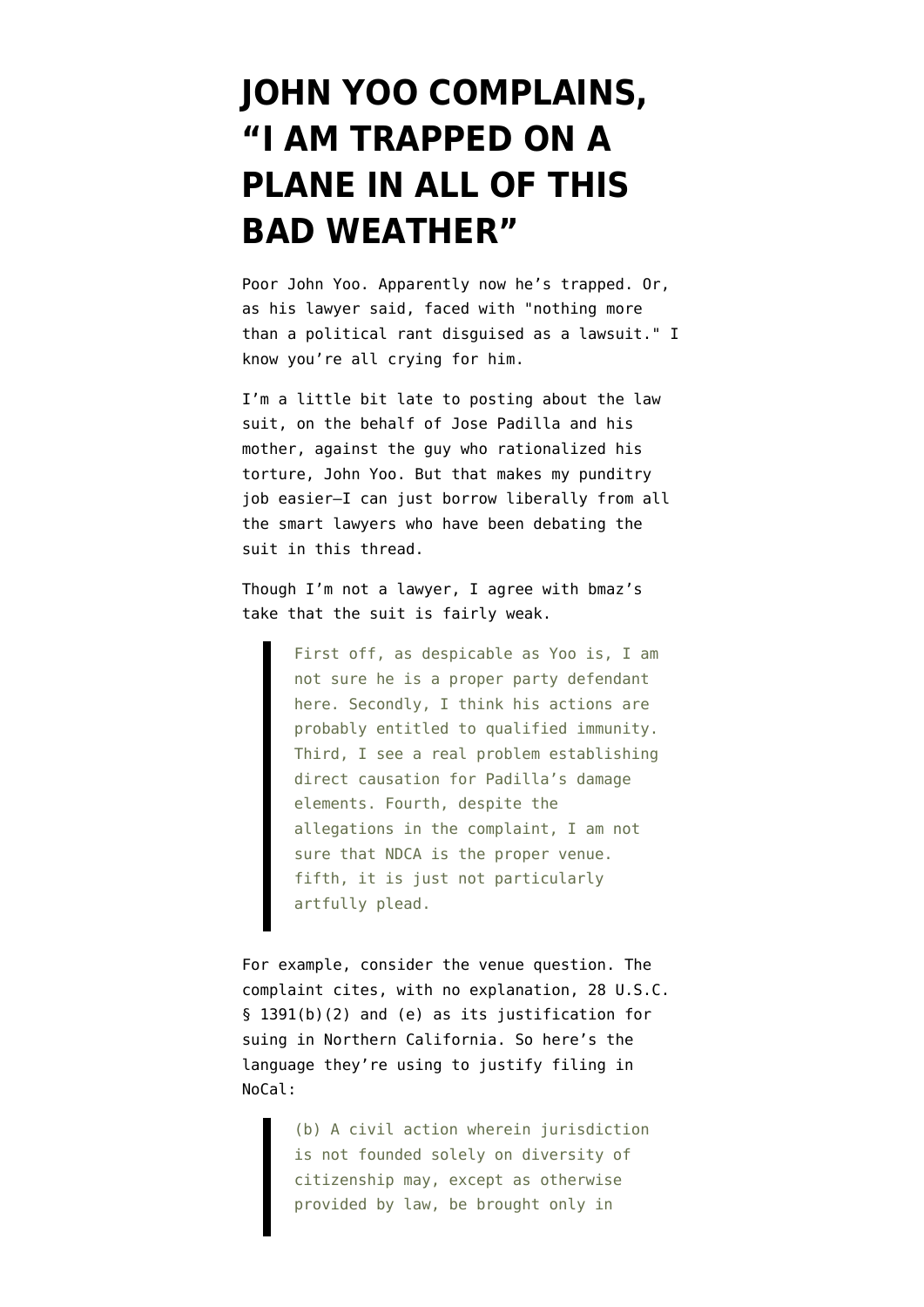# JOHN YOO COMPLAINS, "I AM TRAPPED ON A PLANE IN ALL OF THIS BAD WEATHER"

Poor John Yoo. Apparently now he's trapped. Or, as his lawyer said, faced with "nothing more than a political rant disguised as a lawsuit." I know you're all crying for him.

I'm a little bit late to posting about the law suit, on the behalf of Jose Padilla and his mother, against the guy who rationalized his torture, John Yoo. But that makes my punditry job easier–I can just borrow liberally from all the smart lawyers who have been debating the suit in this thread.

Though I'm not a lawyer, I agree with bmaz's take that the suit is fairly weak.

> First off, as despicable as Yoo is, I am not sure he is a proper party defendant here. Secondly, I think his actions are probably entitled to qualified immunity. Third, I see a real problem establishing direct causation for Padilla's damage elements. Fourth, despite the allegations in the complaint, I am not sure that NDCA is the proper venue. fifth, it is just not particularly artfully plead.

For example, consider the venue question. The complaint cites, with no explanation, 28 U.S.C. § 1391(b)(2) and (e) as its justification for suing in Northern California. So here's the language they're using to justify filing in NoCal:

> (b) A civil action wherein jurisdiction is not founded solely on diversity of citizenship may, except as otherwise provided by law, be brought only in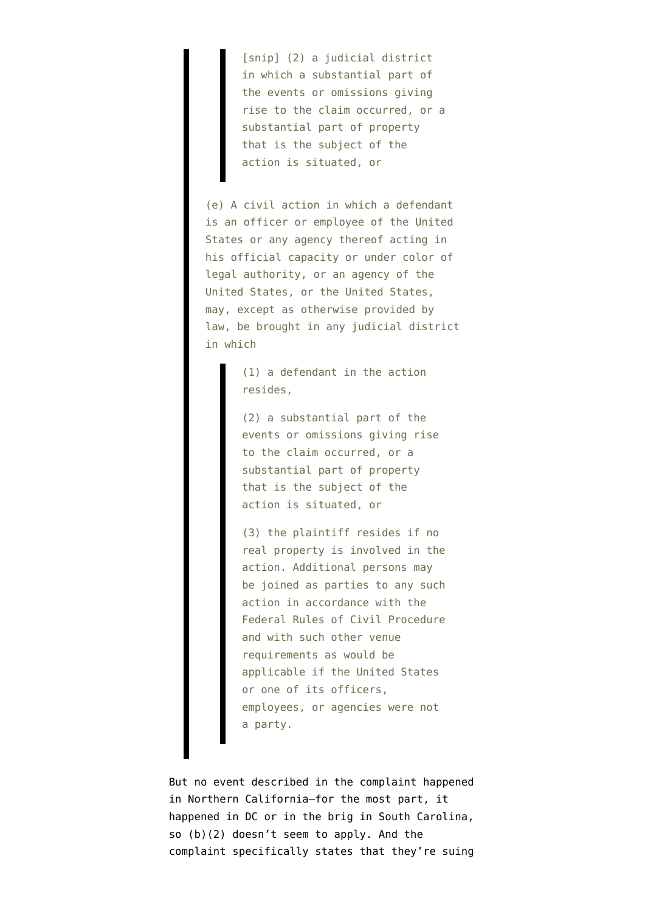> > [snip] (2) a judicial district in which a substantial part of the events or omissions giving rise to the claim occurred, or a substantial part of property that is the subject of the action is situated, or
>
> (e) A civil action in which a defendant is an officer or employee of the United States or any agency thereof acting in his official capacity or under color of legal authority, or an agency of the United States, or the United States, may, except as otherwise provided by law, be brought in any judicial district in which
>
> > (1) a defendant in the action resides,
> >
> > (2) a substantial part of the events or omissions giving rise to the claim occurred, or a substantial part of property that is the subject of the action is situated, or
> >
> > (3) the plaintiff resides if no real property is involved in the action. Additional persons may be joined as parties to any such action in accordance with the Federal Rules of Civil Procedure and with such other venue requirements as would be applicable if the United States or one of its officers, employees, or agencies were not a party.

But no event described in the complaint happened in Northern California–for the most part, it happened in DC or in the brig in South Carolina, so (b)(2) doesn't seem to apply. And the complaint specifically states that they're suing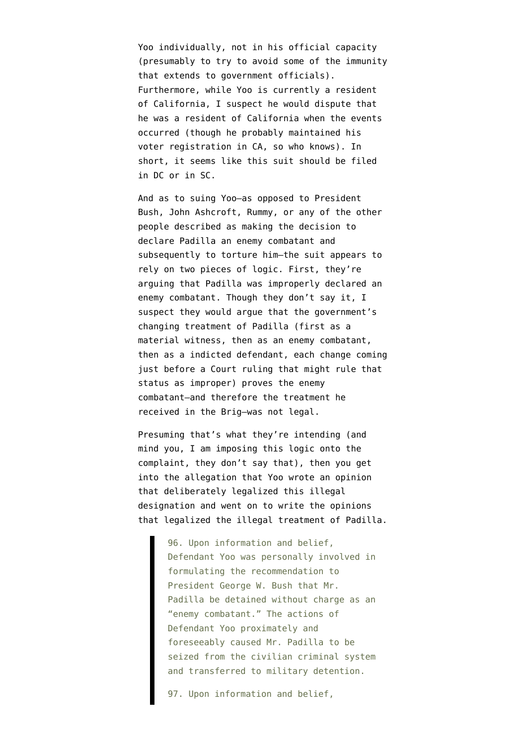Yoo individually, not in his official capacity (presumably to try to avoid some of the immunity that extends to government officials). Furthermore, while Yoo is currently a resident of California, I suspect he would dispute that he was a resident of California when the events occurred (though he probably maintained his voter registration in CA, so who knows). In short, it seems like this suit should be filed in DC or in SC.

And as to suing Yoo–as opposed to President Bush, John Ashcroft, Rummy, or any of the other people described as making the decision to declare Padilla an enemy combatant and subsequently to torture him–the suit appears to rely on two pieces of logic. First, they're arguing that Padilla was improperly declared an enemy combatant. Though they don't say it, I suspect they would argue that the government's changing treatment of Padilla (first as a material witness, then as an enemy combatant, then as a indicted defendant, each change coming just before a Court ruling that might rule that status as improper) proves the enemy combatant–and therefore the treatment he received in the Brig–was not legal.

Presuming that's what they're intending (and mind you, I am imposing this logic onto the complaint, they don't say that), then you get into the allegation that Yoo wrote an opinion that deliberately legalized this illegal designation and went on to write the opinions that legalized the illegal treatment of Padilla.

> 96. Upon information and belief, Defendant Yoo was personally involved in formulating the recommendation to President George W. Bush that Mr. Padilla be detained without charge as an "enemy combatant." The actions of Defendant Yoo proximately and foreseeably caused Mr. Padilla to be seized from the civilian criminal system and transferred to military detention.
>
> 97. Upon information and belief,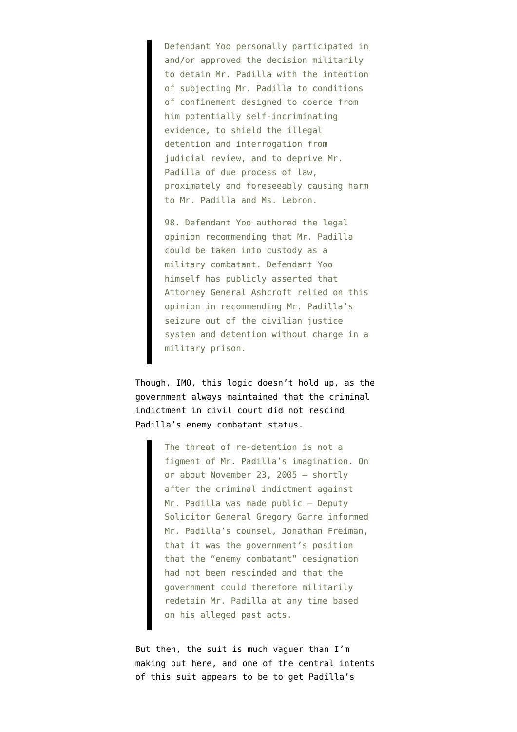> Defendant Yoo personally participated in and/or approved the decision militarily to detain Mr. Padilla with the intention of subjecting Mr. Padilla to conditions of confinement designed to coerce from him potentially self-incriminating evidence, to shield the illegal detention and interrogation from judicial review, and to deprive Mr. Padilla of due process of law, proximately and foreseeably causing harm to Mr. Padilla and Ms. Lebron.
>
> 98. Defendant Yoo authored the legal opinion recommending that Mr. Padilla could be taken into custody as a military combatant. Defendant Yoo himself has publicly asserted that Attorney General Ashcroft relied on this opinion in recommending Mr. Padilla's seizure out of the civilian justice system and detention without charge in a military prison.

Though, IMO, this logic doesn't hold up, as the government always maintained that the criminal indictment in civil court did not rescind Padilla's enemy combatant status.

> The threat of re-detention is not a figment of Mr. Padilla's imagination. On or about November 23, 2005 — shortly after the criminal indictment against Mr. Padilla was made public — Deputy Solicitor General Gregory Garre informed Mr. Padilla's counsel, Jonathan Freiman, that it was the government's position that the "enemy combatant" designation had not been rescinded and that the government could therefore militarily redetain Mr. Padilla at any time based on his alleged past acts.

But then, the suit is much vaguer than I'm making out here, and one of the central intents of this suit appears to be to get Padilla's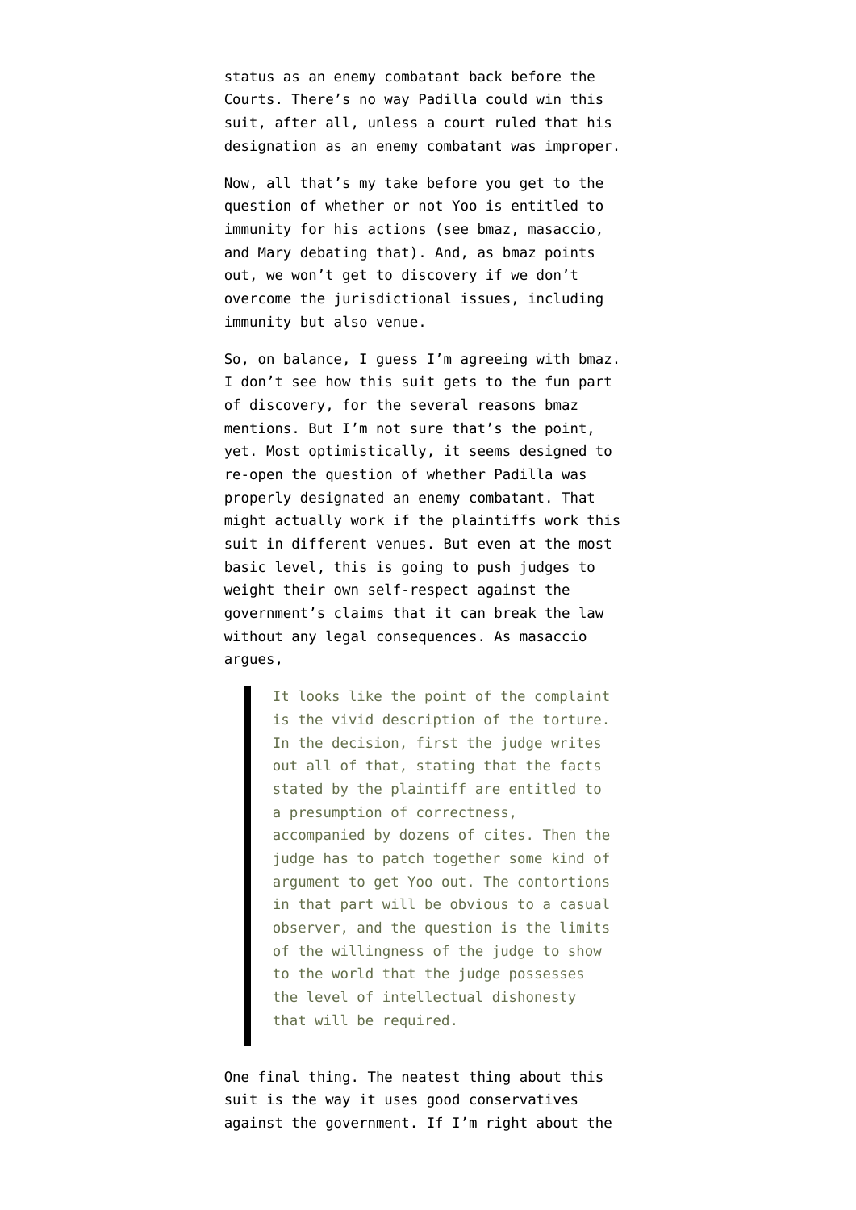status as an enemy combatant back before the Courts. There's no way Padilla could win this suit, after all, unless a court ruled that his designation as an enemy combatant was improper.

Now, all that's my take before you get to the question of whether or not Yoo is entitled to immunity for his actions (see bmaz, masaccio, and Mary debating that). And, as bmaz points out, we won't get to discovery if we don't overcome the jurisdictional issues, including immunity but also venue.

So, on balance, I guess I'm agreeing with bmaz. I don't see how this suit gets to the fun part of discovery, for the several reasons bmaz mentions. But I'm not sure that's the point, yet. Most optimistically, it seems designed to re-open the question of whether Padilla was properly designated an enemy combatant. That might actually work if the plaintiffs work this suit in different venues. But even at the most basic level, this is going to push judges to weight their own self-respect against the government's claims that it can break the law without any legal consequences. As masaccio argues,

> It looks like the point of the complaint is the vivid description of the torture. In the decision, first the judge writes out all of that, stating that the facts stated by the plaintiff are entitled to a presumption of correctness, accompanied by dozens of cites. Then the judge has to patch together some kind of argument to get Yoo out. The contortions in that part will be obvious to a casual observer, and the question is the limits of the willingness of the judge to show to the world that the judge possesses the level of intellectual dishonesty that will be required.

One final thing. The neatest thing about this suit is the way it uses good conservatives against the government. If I'm right about the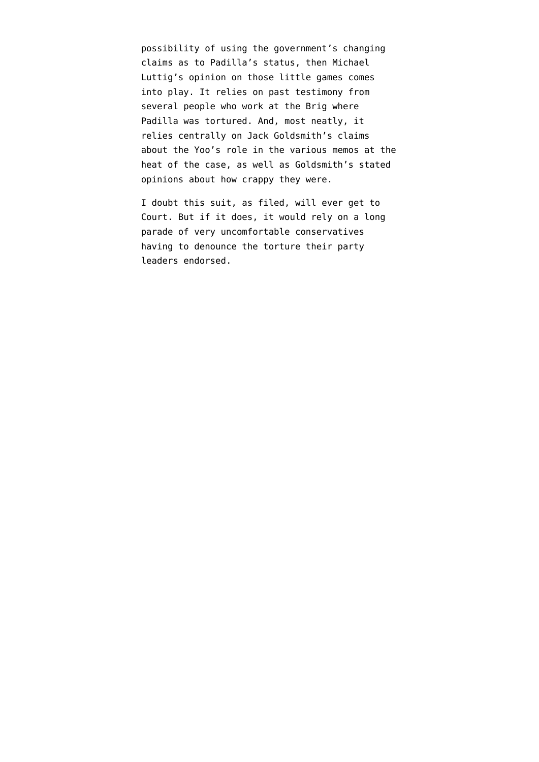possibility of using the government's changing claims as to Padilla's status, then Michael Luttig's opinion on those little games comes into play. It relies on past testimony from several people who work at the Brig where Padilla was tortured. And, most neatly, it relies centrally on Jack Goldsmith's claims about the Yoo's role in the various memos at the heat of the case, as well as Goldsmith's stated opinions about how crappy they were.

I doubt this suit, as filed, will ever get to Court. But if it does, it would rely on a long parade of very uncomfortable conservatives having to denounce the torture their party leaders endorsed.